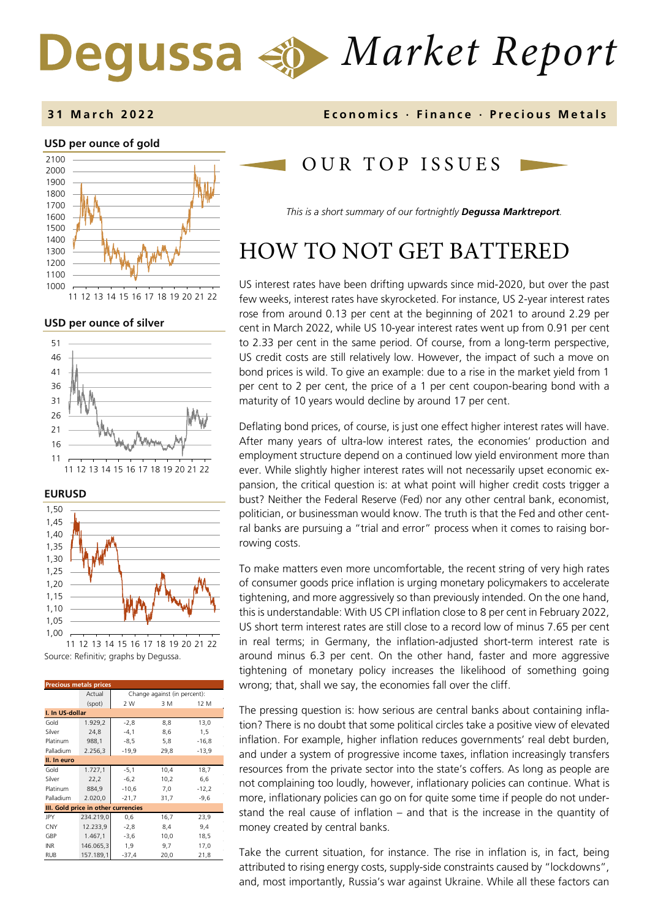# Degussa Market Report

**31 March 2022** — **Economics · Finance · Precious Metals**

**USD per ounce of gold**

**USD per ounce of silver**

**EURUSD**

Source: Refinitiv; graphs by Degussa.

| Precious metals prices | Actual (spot) | Change against (in percent): 2 W | 3 M | 12 M |
|---|---|---|---|---|
| **I. In US-dollar** | | | | |
| Gold | 1.929,2 | -2,8 | 8,8 | 13,0 |
| Silver | 24,8 | -4,1 | 8,6 | 1,5 |
| Platinum | 988,1 | -8,5 | 5,8 | -16,8 |
| Palladium | 2.256,3 | -19,9 | 29,8 | -13,9 |
| **II. In euro** | | | | |
| Gold | 1.727,1 | -5,1 | 10,4 | 18,7 |
| Silver | 22,2 | -6,2 | 10,2 | 6,6 |
| Platinum | 884,9 | -10,6 | 7,0 | -12,2 |
| Palladium | 2.020,0 | -21,7 | 31,7 | -9,6 |
| **III. Gold price in other currencies** | | | | |
| JPY | 234.219,0 | 0,6 | 16,7 | 23,9 |
| CNY | 12.233,9 | -2,8 | 8,4 | 9,4 |
| GBP | 1.467,1 | -3,6 | 10,0 | 18,5 |
| INR | 146.065,3 | 1,9 | 9,7 | 17,0 |
| RUB | 157.189,1 | -37,4 | 20,0 | 21,8 |

## OUR TOP ISSUES

*This is a short summary of our fortnightly **Degussa Marktreport**.*

# HOW TO NOT GET BATTERED

US interest rates have been drifting upwards since mid-2020, but over the past few weeks, interest rates have skyrocketed. For instance, US 2-year interest rates rose from around 0.13 per cent at the beginning of 2021 to around 2.29 per cent in March 2022, while US 10-year interest rates went up from 0.91 per cent to 2.33 per cent in the same period. Of course, from a long-term perspective, US credit costs are still relatively low. However, the impact of such a move on bond prices is wild. To give an example: due to a rise in the market yield from 1 per cent to 2 per cent, the price of a 1 per cent coupon-bearing bond with a maturity of 10 years would decline by around 17 per cent.

Deflating bond prices, of course, is just one effect higher interest rates will have. After many years of ultra-low interest rates, the economies' production and employment structure depend on a continued low yield environment more than ever. While slightly higher interest rates will not necessarily upset economic expansion, the critical question is: at what point will higher credit costs trigger a bust? Neither the Federal Reserve (Fed) nor any other central bank, economist, politician, or businessman would know. The truth is that the Fed and other central banks are pursuing a "trial and error" process when it comes to raising borrowing costs.

To make matters even more uncomfortable, the recent string of very high rates of consumer goods price inflation is urging monetary policymakers to accelerate tightening, and more aggressively so than previously intended. On the one hand, this is understandable: With US CPI inflation close to 8 per cent in February 2022, US short term interest rates are still close to a record low of minus 7.65 per cent in real terms; in Germany, the inflation-adjusted short-term interest rate is around minus 6.3 per cent. On the other hand, faster and more aggressive tightening of monetary policy increases the likelihood of something going wrong; that, shall we say, the economies fall over the cliff.

The pressing question is: how serious are central banks about containing inflation? There is no doubt that some political circles take a positive view of elevated inflation. For example, higher inflation reduces governments' real debt burden, and under a system of progressive income taxes, inflation increasingly transfers resources from the private sector into the state's coffers. As long as people are not complaining too loudly, however, inflationary policies can continue. What is more, inflationary policies can go on for quite some time if people do not understand the real cause of inflation – and that is the increase in the quantity of money created by central banks.

Take the current situation, for instance. The rise in inflation is, in fact, being attributed to rising energy costs, supply-side constraints caused by "lockdowns", and, most importantly, Russia's war against Ukraine. While all these factors can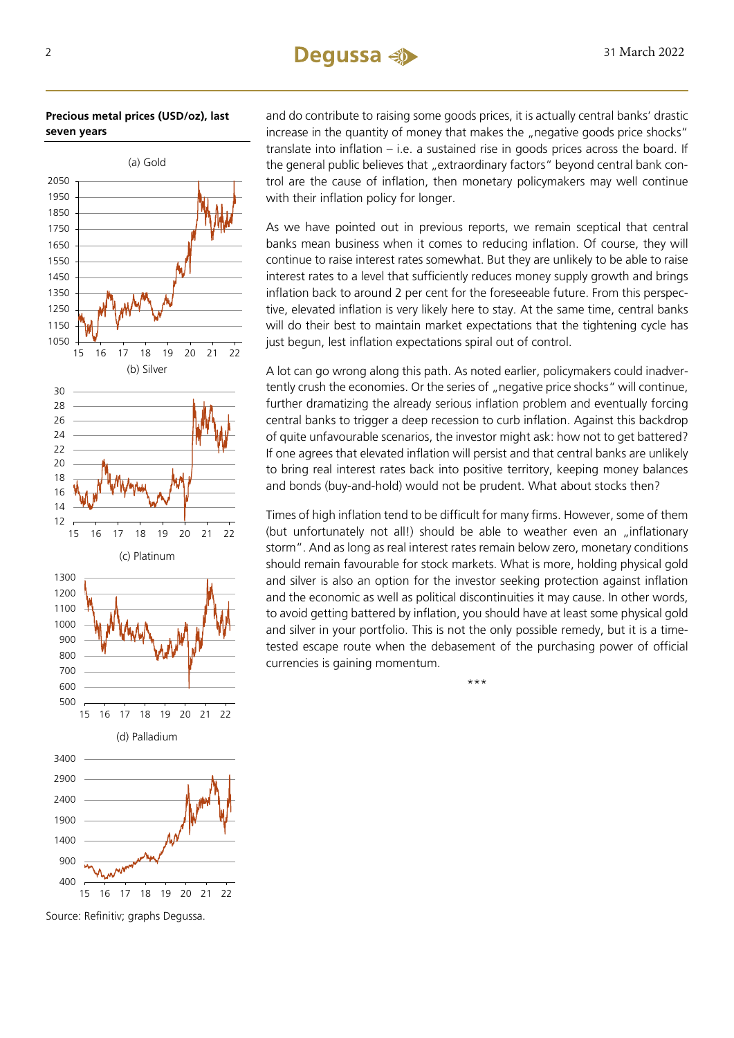**Precious metal prices (USD/oz), last seven years**

(a) Gold

(b) Silver

(c) Platinum

(d) Palladium

Source: Refinitiv; graphs Degussa.

and do contribute to raising some goods prices, it is actually central banks' drastic increase in the quantity of money that makes the „negative goods price shocks" translate into inflation – i.e. a sustained rise in goods prices across the board. If the general public believes that „extraordinary factors" beyond central bank control are the cause of inflation, then monetary policymakers may well continue with their inflation policy for longer.

As we have pointed out in previous reports, we remain sceptical that central banks mean business when it comes to reducing inflation. Of course, they will continue to raise interest rates somewhat. But they are unlikely to be able to raise interest rates to a level that sufficiently reduces money supply growth and brings inflation back to around 2 per cent for the foreseeable future. From this perspective, elevated inflation is very likely here to stay. At the same time, central banks will do their best to maintain market expectations that the tightening cycle has just begun, lest inflation expectations spiral out of control.

A lot can go wrong along this path. As noted earlier, policymakers could inadvertently crush the economies. Or the series of „negative price shocks" will continue, further dramatizing the already serious inflation problem and eventually forcing central banks to trigger a deep recession to curb inflation. Against this backdrop of quite unfavourable scenarios, the investor might ask: how not to get battered? If one agrees that elevated inflation will persist and that central banks are unlikely to bring real interest rates back into positive territory, keeping money balances and bonds (buy-and-hold) would not be prudent. What about stocks then?

Times of high inflation tend to be difficult for many firms. However, some of them (but unfortunately not all!) should be able to weather even an „inflationary storm". And as long as real interest rates remain below zero, monetary conditions should remain favourable for stock markets. What is more, holding physical gold and silver is also an option for the investor seeking protection against inflation and the economic as well as political discontinuities it may cause. In other words, to avoid getting battered by inflation, you should have at least some physical gold and silver in your portfolio. This is not the only possible remedy, but it is a time-tested escape route when the debasement of the purchasing power of official currencies is gaining momentum.

***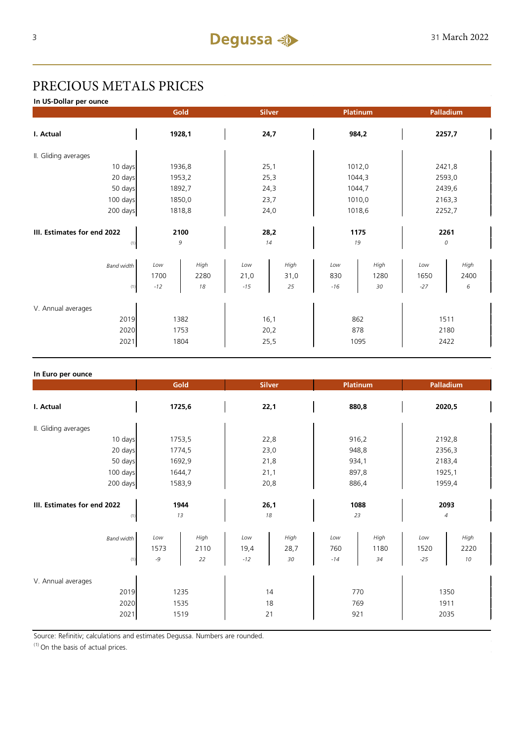# PRECIOUS METALS PRICES

**In US-Dollar per ounce**

| | Gold | | Silver | | Platinum | | Palladium | |
|---|---|---|---|---|---|---|---|---|
| **I. Actual** | **1928,1** | | **24,7** | | **984,2** | | **2257,7** | |
| II. Gliding averages | | | | | | | | |
| 10 days | 1936,8 | | 25,1 | | 1012,0 | | 2421,8 | |
| 20 days | 1953,2 | | 25,3 | | 1044,3 | | 2593,0 | |
| 50 days | 1892,7 | | 24,3 | | 1044,7 | | 2439,6 | |
| 100 days | 1850,0 | | 23,7 | | 1010,0 | | 2163,3 | |
| 200 days | 1818,8 | | 24,0 | | 1018,6 | | 2252,7 | |
| **III. Estimates for end 2022** | **2100** | | **28,2** | | **1175** | | **2261** | |
| (1) | *9* | | *14* | | *19* | | *0* | |
| *Band width* | *Low* | *High* | *Low* | *High* | *Low* | *High* | *Low* | *High* |
| | 1700 | 2280 | 21,0 | 31,0 | 830 | 1280 | 1650 | 2400 |
| (1) | *-12* | *18* | *-15* | *25* | *-16* | *30* | *-27* | *6* |
| V. Annual averages | | | | | | | | |
| 2019 | 1382 | | 16,1 | | 862 | | 1511 | |
| 2020 | 1753 | | 20,2 | | 878 | | 2180 | |
| 2021 | 1804 | | 25,5 | | 1095 | | 2422 | |

**In Euro per ounce**

| | Gold | | Silver | | Platinum | | Palladium | |
|---|---|---|---|---|---|---|---|---|
| **I. Actual** | **1725,6** | | **22,1** | | **880,8** | | **2020,5** | |
| II. Gliding averages | | | | | | | | |
| 10 days | 1753,5 | | 22,8 | | 916,2 | | 2192,8 | |
| 20 days | 1774,5 | | 23,0 | | 948,8 | | 2356,3 | |
| 50 days | 1692,9 | | 21,8 | | 934,1 | | 2183,4 | |
| 100 days | 1644,7 | | 21,1 | | 897,8 | | 1925,1 | |
| 200 days | 1583,9 | | 20,8 | | 886,4 | | 1959,4 | |
| **III. Estimates for end 2022** | **1944** | | **26,1** | | **1088** | | **2093** | |
| (1) | *13* | | *18* | | *23* | | *4* | |
| *Band width* | *Low* | *High* | *Low* | *High* | *Low* | *High* | *Low* | *High* |
| | 1573 | 2110 | 19,4 | 28,7 | 760 | 1180 | 1520 | 2220 |
| (1) | *-9* | *22* | *-12* | *30* | *-14* | *34* | *-25* | *10* |
| V. Annual averages | | | | | | | | |
| 2019 | 1235 | | 14 | | 770 | | 1350 | |
| 2020 | 1535 | | 18 | | 769 | | 1911 | |
| 2021 | 1519 | | 21 | | 921 | | 2035 | |

Source: Refinitiv; calculations and estimates Degussa. Numbers are rounded.

(1) On the basis of actual prices.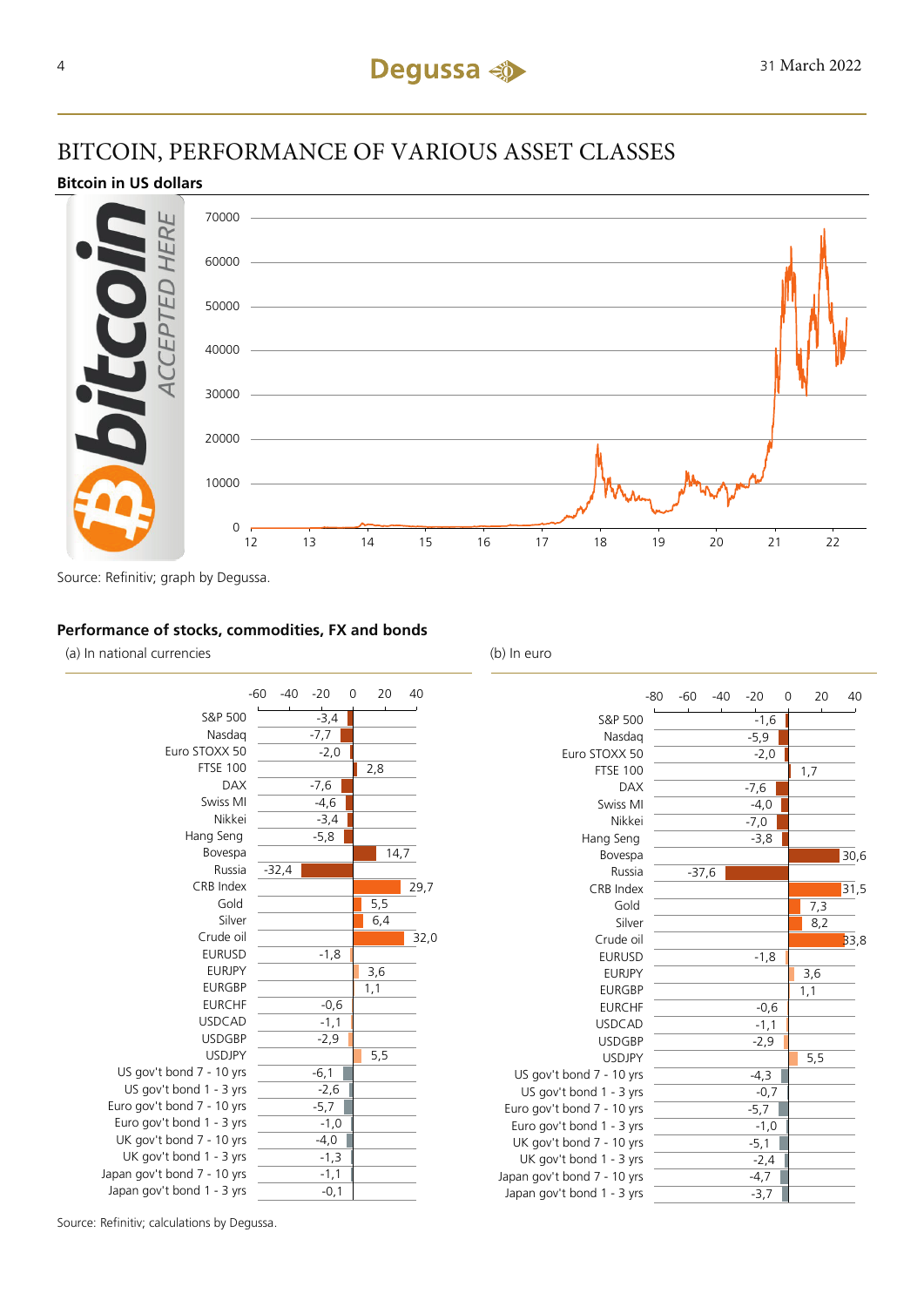# BITCOIN, PERFORMANCE OF VARIOUS ASSET CLASSES

**Bitcoin in US dollars**

Source: Refinitiv; graph by Degussa.

**Performance of stocks, commodities, FX and bonds**

| | (a) In national currencies | (b) In euro |
|---|---|---|
| S&P 500 | -3,4 | -1,6 |
| Nasdaq | -7,7 | -5,9 |
| Euro STOXX 50 | -2,0 | -2,0 |
| FTSE 100 | 2,8 | 1,7 |
| DAX | -7,6 | -7,6 |
| Swiss MI | -4,6 | -4,0 |
| Nikkei | -3,4 | -7,0 |
| Hang Seng | -5,8 | -3,8 |
| Bovespa | 14,7 | 30,6 |
| Russia | -32,4 | -37,6 |
| CRB Index | 29,7 | 31,5 |
| Gold | 5,5 | 7,3 |
| Silver | 6,4 | 8,2 |
| Crude oil | 32,0 | 33,8 |
| EURUSD | -1,8 | -1,8 |
| EURJPY | 3,6 | 3,6 |
| EURGBP | 1,1 | 1,1 |
| EURCHF | -0,6 | -0,6 |
| USDCAD | -1,1 | -1,1 |
| USDGBP | -2,9 | -2,9 |
| USDJPY | 5,5 | 5,5 |
| US gov't bond 7 - 10 yrs | -6,1 | -4,3 |
| US gov't bond 1 - 3 yrs | -2,6 | -0,7 |
| Euro gov't bond 7 - 10 yrs | -5,7 | -5,7 |
| Euro gov't bond 1 - 3 yrs | -1,0 | -1,0 |
| UK gov't bond 7 - 10 yrs | -4,0 | -5,1 |
| UK gov't bond 1 - 3 yrs | -1,3 | -2,4 |
| Japan gov't bond 7 - 10 yrs | -1,1 | -4,7 |
| Japan gov't bond 1 - 3 yrs | -0,1 | -3,7 |

Source: Refinitiv; calculations by Degussa.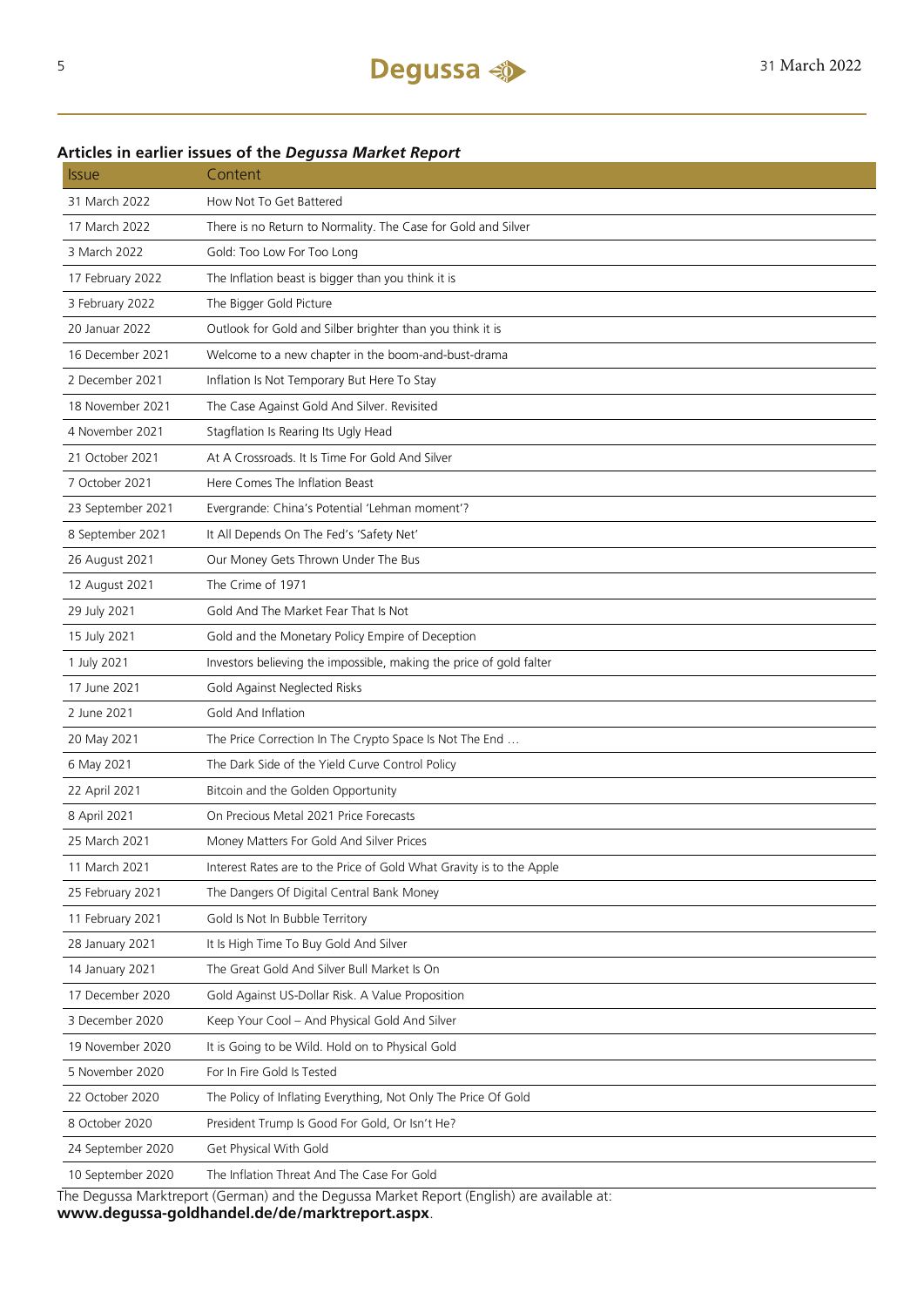### Articles in earlier issues of the *Degussa Market Report*

| Issue | Content |
|---|---|
| 31 March 2022 | How Not To Get Battered |
| 17 March 2022 | There is no Return to Normality. The Case for Gold and Silver |
| 3 March 2022 | Gold: Too Low For Too Long |
| 17 February 2022 | The Inflation beast is bigger than you think it is |
| 3 February 2022 | The Bigger Gold Picture |
| 20 Januar 2022 | Outlook for Gold and Silber brighter than you think it is |
| 16 December 2021 | Welcome to a new chapter in the boom-and-bust-drama |
| 2 December 2021 | Inflation Is Not Temporary But Here To Stay |
| 18 November 2021 | The Case Against Gold And Silver. Revisited |
| 4 November 2021 | Stagflation Is Rearing Its Ugly Head |
| 21 October 2021 | At A Crossroads. It Is Time For Gold And Silver |
| 7 October 2021 | Here Comes The Inflation Beast |
| 23 September 2021 | Evergrande: China's Potential 'Lehman moment'? |
| 8 September 2021 | It All Depends On The Fed's 'Safety Net' |
| 26 August 2021 | Our Money Gets Thrown Under The Bus |
| 12 August 2021 | The Crime of 1971 |
| 29 July 2021 | Gold And The Market Fear That Is Not |
| 15 July 2021 | Gold and the Monetary Policy Empire of Deception |
| 1 July 2021 | Investors believing the impossible, making the price of gold falter |
| 17 June 2021 | Gold Against Neglected Risks |
| 2 June 2021 | Gold And Inflation |
| 20 May 2021 | The Price Correction In The Crypto Space Is Not The End … |
| 6 May 2021 | The Dark Side of the Yield Curve Control Policy |
| 22 April 2021 | Bitcoin and the Golden Opportunity |
| 8 April 2021 | On Precious Metal 2021 Price Forecasts |
| 25 March 2021 | Money Matters For Gold And Silver Prices |
| 11 March 2021 | Interest Rates are to the Price of Gold What Gravity is to the Apple |
| 25 February 2021 | The Dangers Of Digital Central Bank Money |
| 11 February 2021 | Gold Is Not In Bubble Territory |
| 28 January 2021 | It Is High Time To Buy Gold And Silver |
| 14 January 2021 | The Great Gold And Silver Bull Market Is On |
| 17 December 2020 | Gold Against US-Dollar Risk. A Value Proposition |
| 3 December 2020 | Keep Your Cool – And Physical Gold And Silver |
| 19 November 2020 | It is Going to be Wild. Hold on to Physical Gold |
| 5 November 2020 | For In Fire Gold Is Tested |
| 22 October 2020 | The Policy of Inflating Everything, Not Only The Price Of Gold |
| 8 October 2020 | President Trump Is Good For Gold, Or Isn't He? |
| 24 September 2020 | Get Physical With Gold |
| 10 September 2020 | The Inflation Threat And The Case For Gold |

The Degussa Marktreport (German) and the Degussa Market Report (English) are available at:
**www.degussa-goldhandel.de/de/marktreport.aspx**.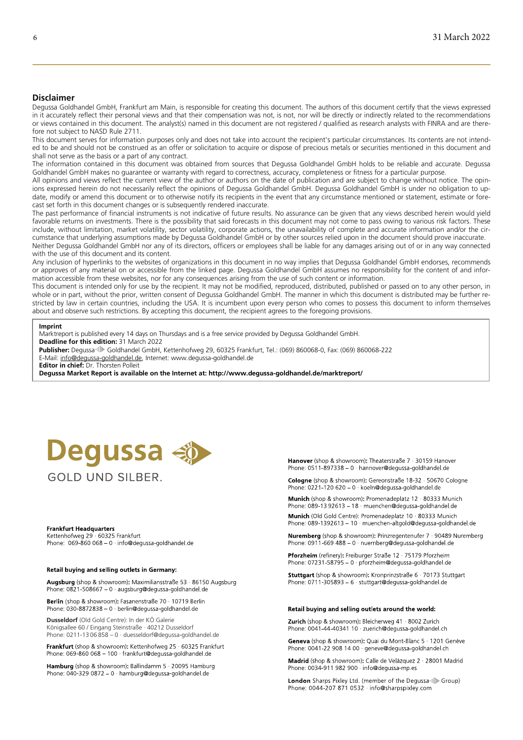## Disclaimer

Degussa Goldhandel GmbH, Frankfurt am Main, is responsible for creating this document. The authors of this document certify that the views expressed in it accurately reflect their personal views and that their compensation was not, is not, nor will be directly or indirectly related to the recommendations or views contained in this document. The analyst(s) named in this document are not registered / qualified as research analysts with FINRA and are therefore not subject to NASD Rule 2711.

This document serves for information purposes only and does not take into account the recipient's particular circumstances. Its contents are not intended to be and should not be construed as an offer or solicitation to acquire or dispose of precious metals or securities mentioned in this document and shall not serve as the basis or a part of any contract.

The information contained in this document was obtained from sources that Degussa Goldhandel GmbH holds to be reliable and accurate. Degussa Goldhandel GmbH makes no guarantee or warranty with regard to correctness, accuracy, completeness or fitness for a particular purpose.

All opinions and views reflect the current view of the author or authors on the date of publication and are subject to change without notice. The opinions expressed herein do not necessarily reflect the opinions of Degussa Goldhandel GmbH. Degussa Goldhandel GmbH is under no obligation to update, modify or amend this document or to otherwise notify its recipients in the event that any circumstance mentioned or statement, estimate or forecast set forth in this document changes or is subsequently rendered inaccurate.

The past performance of financial instruments is not indicative of future results. No assurance can be given that any views described herein would yield favorable returns on investments. There is the possibility that said forecasts in this document may not come to pass owing to various risk factors. These include, without limitation, market volatility, sector volatility, corporate actions, the unavailability of complete and accurate information and/or the circumstance that underlying assumptions made by Degussa Goldhandel GmbH or by other sources relied upon in the document should prove inaccurate.

Neither Degussa Goldhandel GmbH nor any of its directors, officers or employees shall be liable for any damages arising out of or in any way connected with the use of this document and its content.

Any inclusion of hyperlinks to the websites of organizations in this document in no way implies that Degussa Goldhandel GmbH endorses, recommends or approves of any material on or accessible from the linked page. Degussa Goldhandel GmbH assumes no responsibility for the content of and information accessible from these websites, nor for any consequences arising from the use of such content or information.

This document is intended only for use by the recipient. It may not be modified, reproduced, distributed, published or passed on to any other person, in whole or in part, without the prior, written consent of Degussa Goldhandel GmbH. The manner in which this document is distributed may be further restricted by law in certain countries, including the USA. It is incumbent upon every person who comes to possess this document to inform themselves about and observe such restrictions. By accepting this document, the recipient agrees to the foregoing provisions.

**Imprint**
Marktreport is published every 14 days on Thursdays and is a free service provided by Degussa Goldhandel GmbH.
**Deadline for this edition:** 31 March 2022
**Publisher:** Degussa Goldhandel GmbH, Kettenhofweg 29, 60325 Frankfurt, Tel.: (069) 860068-0, Fax: (069) 860068-222
E-Mail: info@degussa-goldhandel.de, Internet: www.degussa-goldhandel.de
**Editor in chief:** Dr. Thorsten Polleit
**Degussa Market Report is available on the Internet at: http://www.degussa-goldhandel.de/marktreport/**

Degussa
GOLD UND SILBER.

**Frankfurt Headquarters**
Kettenhofweg 29 · 60325 Frankfurt
Phone: 069-860 068 – 0 · info@degussa-goldhandel.de

**Retail buying and selling outlets in Germany:**

**Augsburg** (shop & showroom)**:** Maximiliansstraße 53 · 86150 Augsburg
Phone: 0821-508667 – 0 · augsburg@degussa-goldhandel.de

**Berlin** (shop & showroom)**:** Fasanenstraße 70 · 10719 Berlin
Phone: 030-8872838 – 0 · berlin@degussa-goldhandel.de

**Dusseldorf** (Old Gold Centre): In der KÖ Galerie
Königsallee 60 / Eingang Steinstraße · 40212 Dusseldorf
Phone: 0211-13 06 858 – 0 · duesseldorf@degussa-goldhandel.de

**Frankfurt** (shop & showroom)**:** Kettenhofweg 25 · 60325 Frankfurt
Phone: 069-860 068 – 100 · frankfurt@degussa-goldhandel.de

**Hamburg** (shop & showroom)**:** Ballindamm 5 · 20095 Hamburg
Phone: 040-329 0872 – 0 · hamburg@degussa-goldhandel.de

**Hanover** (shop & showroom)**:** Theaterstraße 7 · 30159 Hanover
Phone: 0511-897338 – 0 · hannover@degussa-goldhandel.de

**Cologne** (shop & showroom)**:** Gereonstraße 18-32 · 50670 Cologne
Phone: 0221-120 620 – 0 · koeln@degussa-goldhandel.de

**Munich** (shop & showroom)**:** Promenadeplatz 12 · 80333 Munich
Phone: 089-13 92613 – 18 · muenchen@degussa-goldhandel.de

**Munich** (Old Gold Centre): Promenadeplatz 10 · 80333 Munich
Phone: 089-1392613 – 10 · muenchen-altgold@degussa-goldhandel.de

**Nuremberg** (shop & showroom)**:** Prinzregentenufer 7 · 90489 Nuremberg
Phone: 0911-669 488 – 0 · nuernberg@degussa-goldhandel.de

**Pforzheim** (refinery)**:** Freiburger Straße 12 · 75179 Pforzheim
Phone: 07231-58795 – 0 · pforzheim@degussa-goldhandel.de

**Stuttgart** (shop & showroom)**:** Kronprinzstraße 6 · 70173 Stuttgart
Phone: 0711-305893 – 6 · stuttgart@degussa-goldhandel.de

**Retail buying and selling outlets around the world:**

**Zurich** (shop & showroom)**:** Bleicherweg 41 · 8002 Zurich
Phone: 0041-44-40341 10 · zuerich@degussa-goldhandel.ch

**Geneva** (shop & showroom)**:** Quai du Mont-Blanc 5 · 1201 Genève
Phone: 0041-22 908 14 00 · geneve@degussa-goldhandel.ch

**Madrid** (shop & showroom)**:** Calle de Velázquez 2 · 28001 Madrid
Phone: 0034-911 982 900 · info@degussa-mp.es

**London** Sharps Pixley Ltd. (member of the Degussa Group)
Phone: 0044-207 871 0532 · info@sharpspixley.com